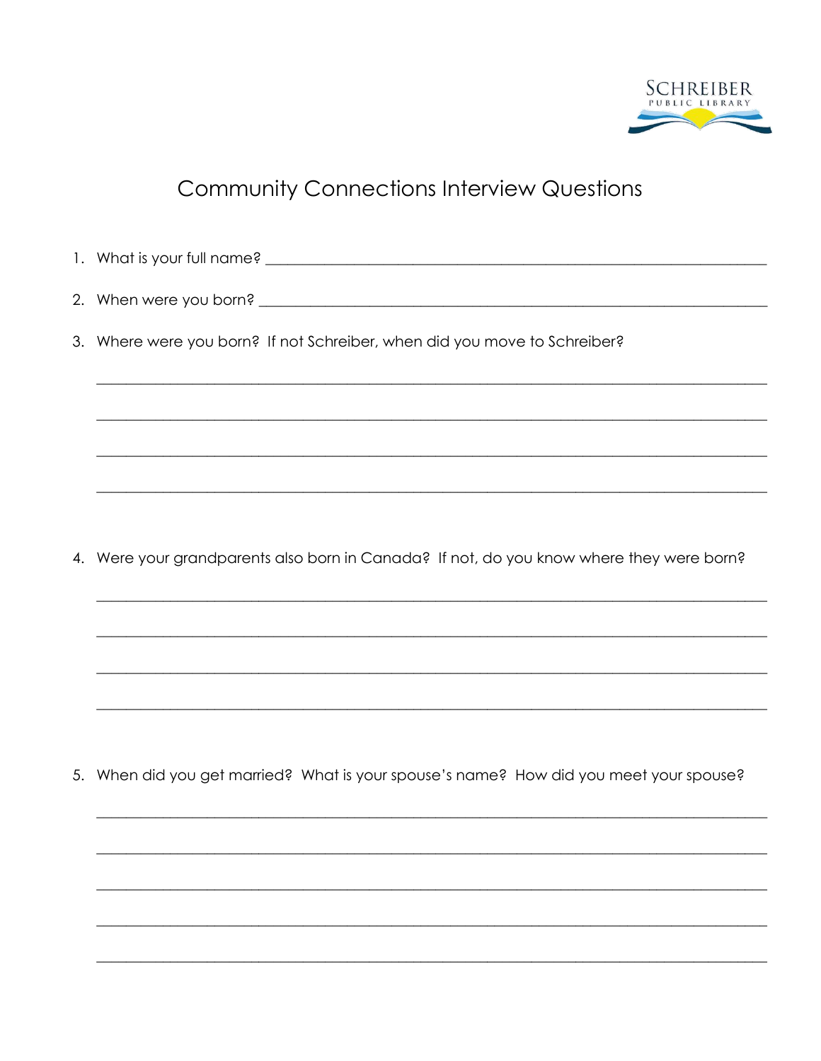# Community Connections Interview Questions

1. What is your full name? ______________________________________________

2. When were you born? ______________________________________________

3. Where were you born? If not Schreiber, when did you move to Schreiber?

______________________________________________

______________________________________________

______________________________________________

______________________________________________

4. Were your grandparents also born in Canada? If not, do you know where they were born?

______________________________________________

______________________________________________

______________________________________________

______________________________________________

5. When did you get married? What is your spouse's name? How did you meet your spouse?

______________________________________________

______________________________________________

______________________________________________

______________________________________________

______________________________________________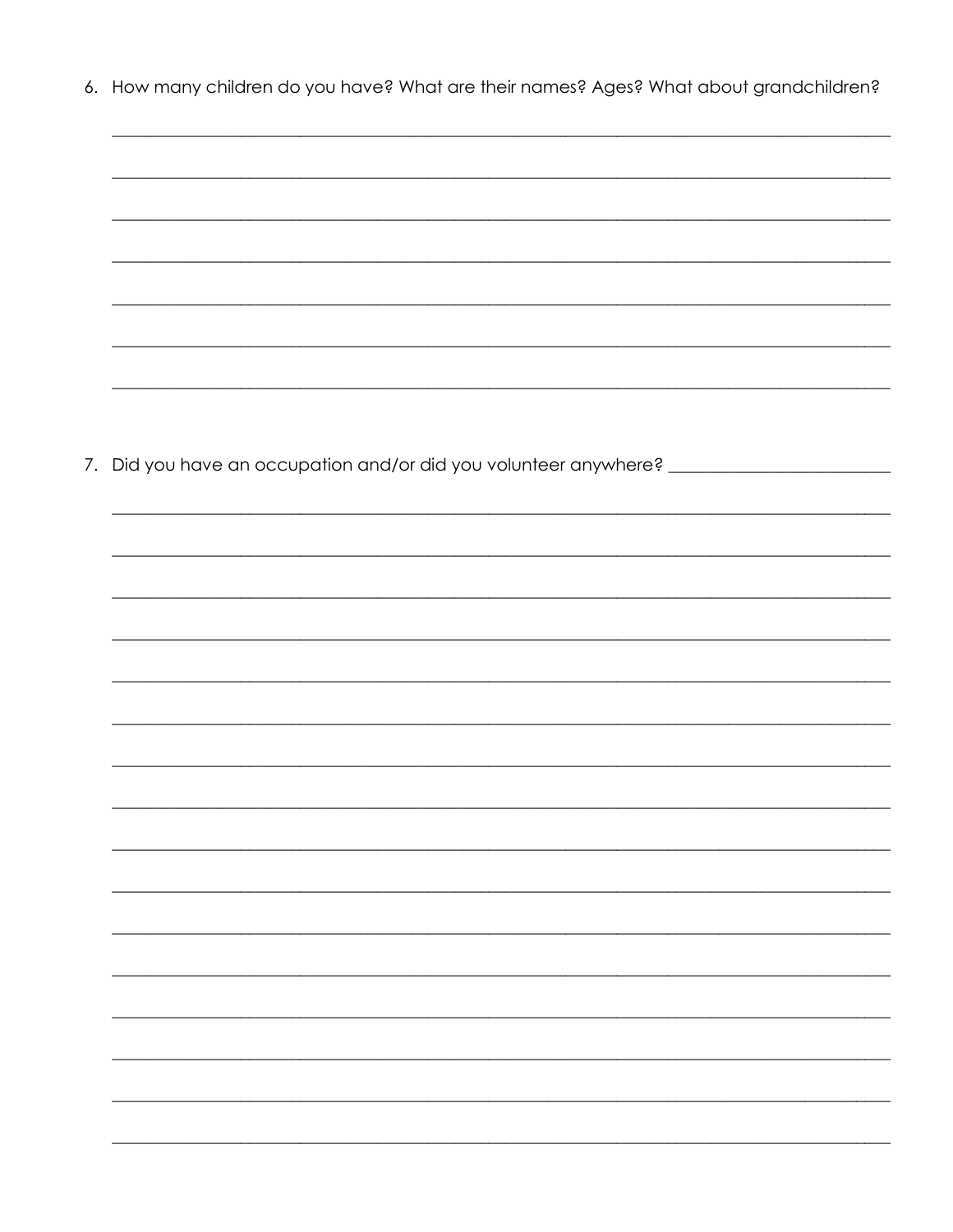6. How many children do you have? What are their names? Ages? What about grandchildren?

_______________________________________________________________________________

_______________________________________________________________________________

_______________________________________________________________________________

_______________________________________________________________________________

_______________________________________________________________________________

_______________________________________________________________________________

_______________________________________________________________________________

7. Did you have an occupation and/or did you volunteer anywhere? _______________________

_______________________________________________________________________________

_______________________________________________________________________________

_______________________________________________________________________________

_______________________________________________________________________________

_______________________________________________________________________________

_______________________________________________________________________________

_______________________________________________________________________________

_______________________________________________________________________________

_______________________________________________________________________________

_______________________________________________________________________________

_______________________________________________________________________________

_______________________________________________________________________________

_______________________________________________________________________________

_______________________________________________________________________________

_______________________________________________________________________________

_______________________________________________________________________________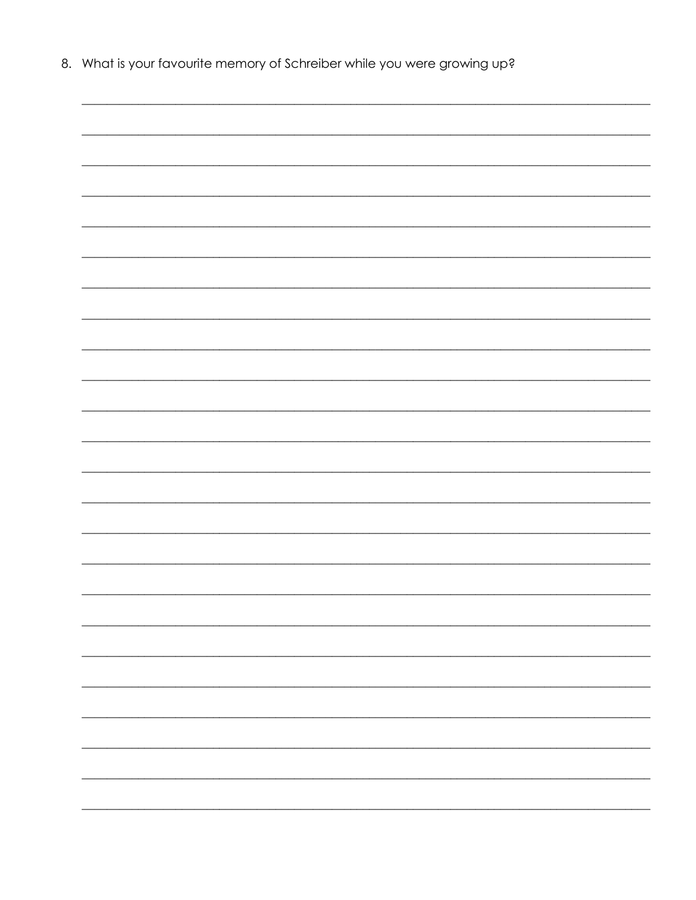8. What is your favourite memory of Schreiber while you were growing up?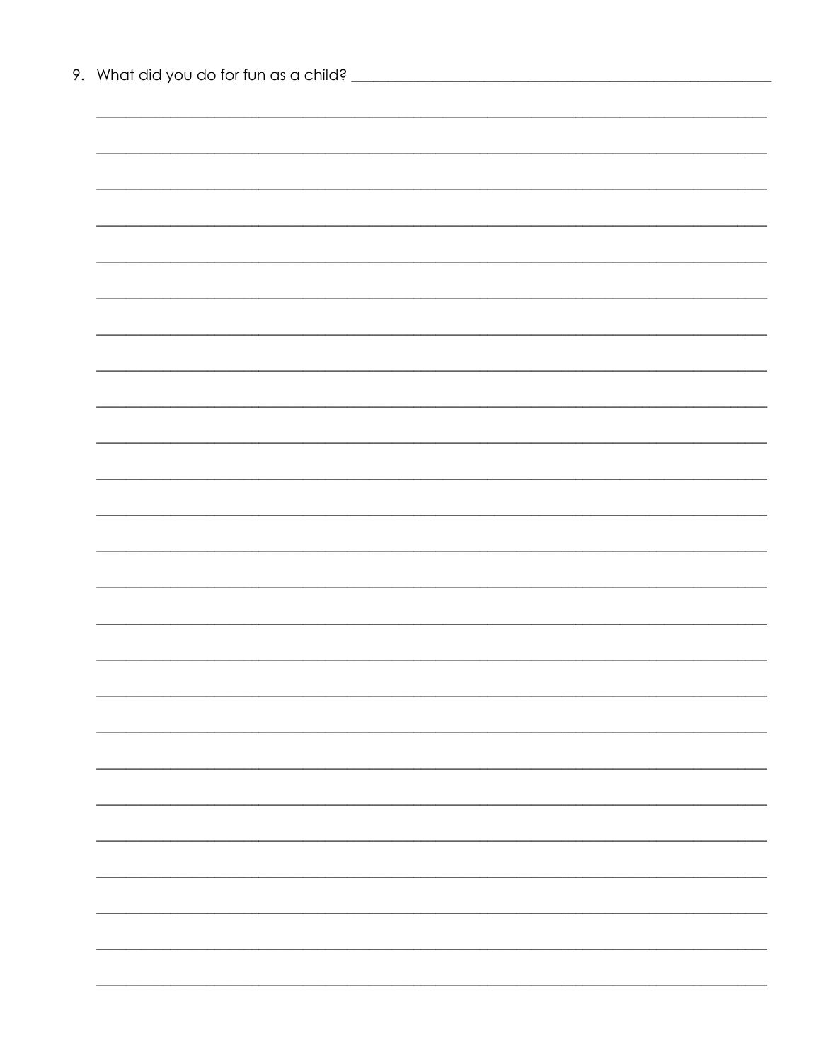9. What did you do for fun as a child? ______________________________________________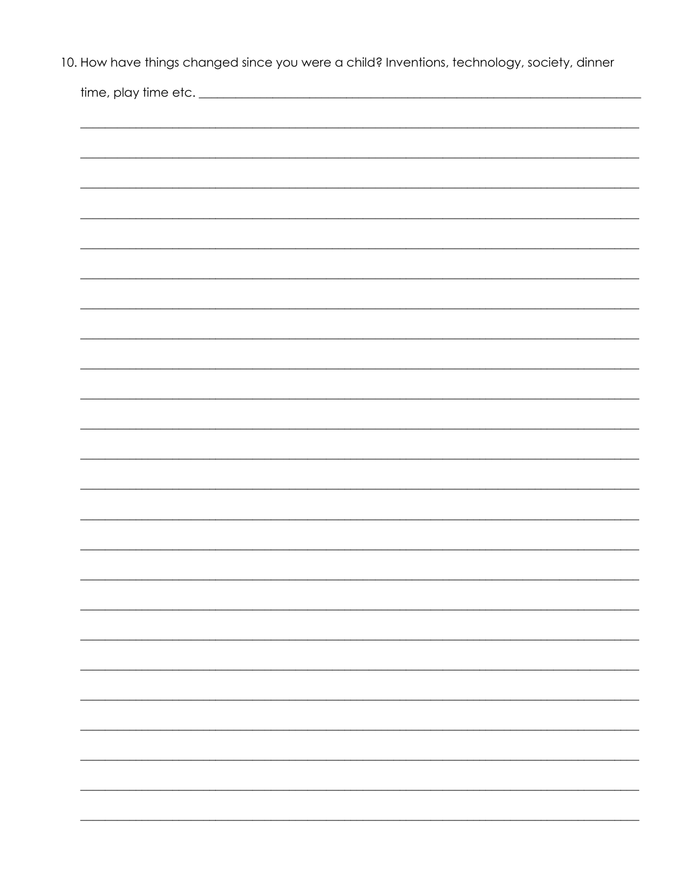10. How have things changed since you were a child? Inventions, technology, society, dinner time, play time etc. ______________________________________________________________

______________________________________________________________________________

______________________________________________________________________________

______________________________________________________________________________

______________________________________________________________________________

______________________________________________________________________________

______________________________________________________________________________

______________________________________________________________________________

______________________________________________________________________________

______________________________________________________________________________

______________________________________________________________________________

______________________________________________________________________________

______________________________________________________________________________

______________________________________________________________________________

______________________________________________________________________________

______________________________________________________________________________

______________________________________________________________________________

______________________________________________________________________________

______________________________________________________________________________

______________________________________________________________________________

______________________________________________________________________________

______________________________________________________________________________

______________________________________________________________________________

______________________________________________________________________________

______________________________________________________________________________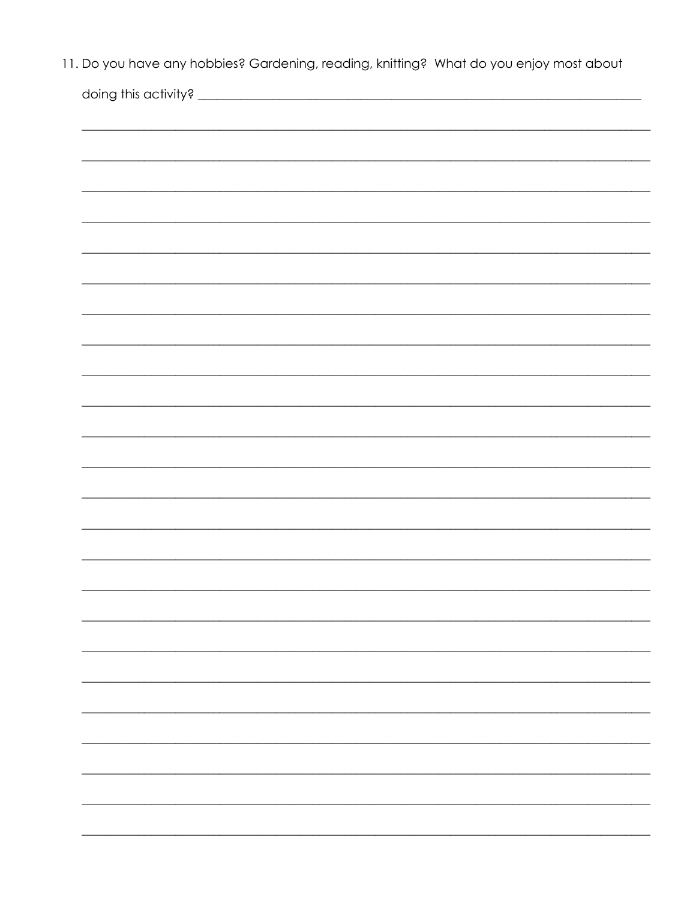11. Do you have any hobbies? Gardening, reading, knitting? What do you enjoy most about doing this activity? ___________________________________________________________________________

___________________________________________________________________________

___________________________________________________________________________

___________________________________________________________________________

___________________________________________________________________________

___________________________________________________________________________

___________________________________________________________________________

___________________________________________________________________________

___________________________________________________________________________

___________________________________________________________________________

___________________________________________________________________________

___________________________________________________________________________

___________________________________________________________________________

___________________________________________________________________________

___________________________________________________________________________

___________________________________________________________________________

___________________________________________________________________________

___________________________________________________________________________

___________________________________________________________________________

___________________________________________________________________________

___________________________________________________________________________

___________________________________________________________________________

___________________________________________________________________________

___________________________________________________________________________

___________________________________________________________________________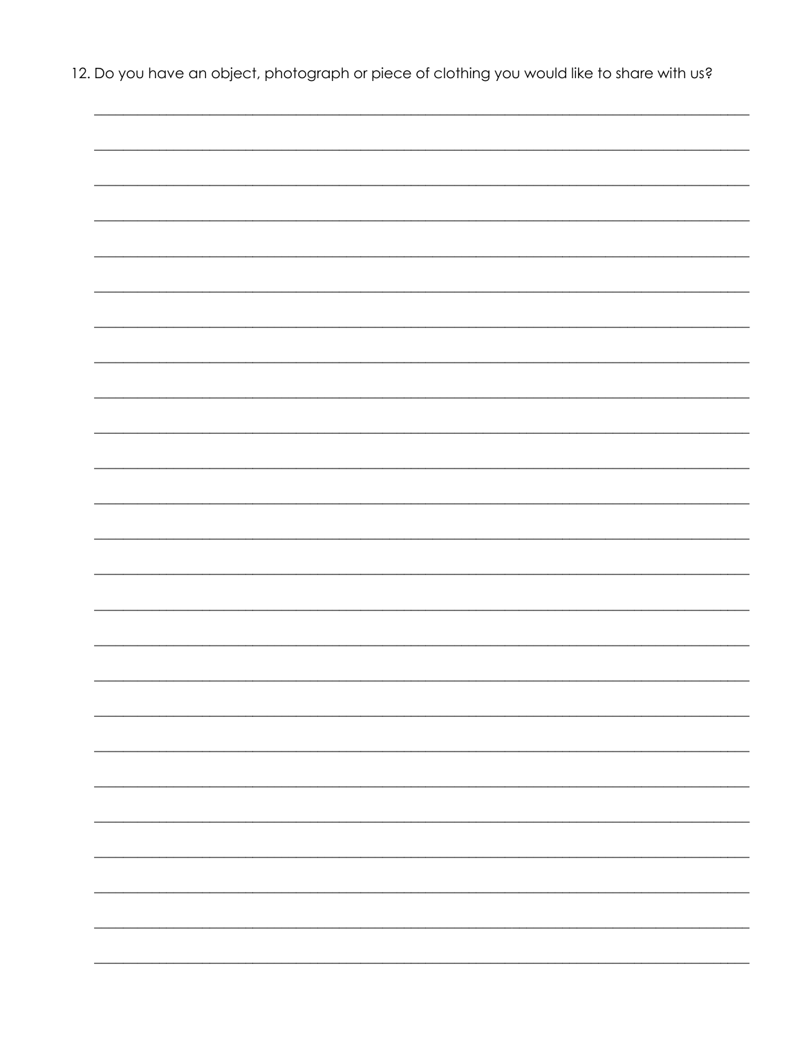12. Do you have an object, photograph or piece of clothing you would like to share with us?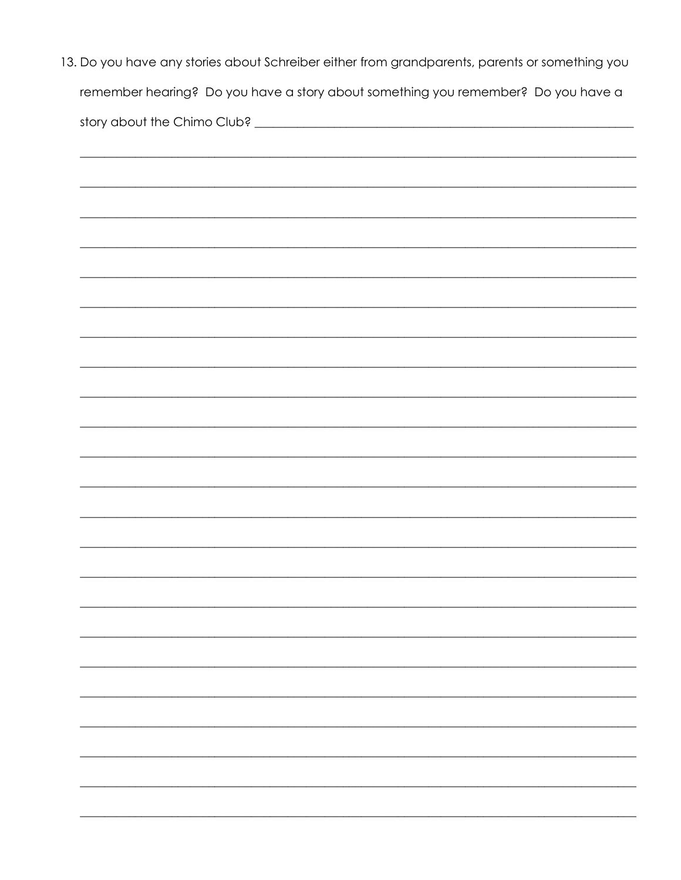13. Do you have any stories about Schreiber either from grandparents, parents or something you remember hearing? Do you have a story about something you remember? Do you have a story about the Chimo Club? ________________________________________________________________

_____________________________________________________________________________________

_____________________________________________________________________________________

_____________________________________________________________________________________

_____________________________________________________________________________________

_____________________________________________________________________________________

_____________________________________________________________________________________

_____________________________________________________________________________________

_____________________________________________________________________________________

_____________________________________________________________________________________

_____________________________________________________________________________________

_____________________________________________________________________________________

_____________________________________________________________________________________

_____________________________________________________________________________________

_____________________________________________________________________________________

_____________________________________________________________________________________

_____________________________________________________________________________________

_____________________________________________________________________________________

_____________________________________________________________________________________

_____________________________________________________________________________________

_____________________________________________________________________________________

_____________________________________________________________________________________

_____________________________________________________________________________________

_____________________________________________________________________________________